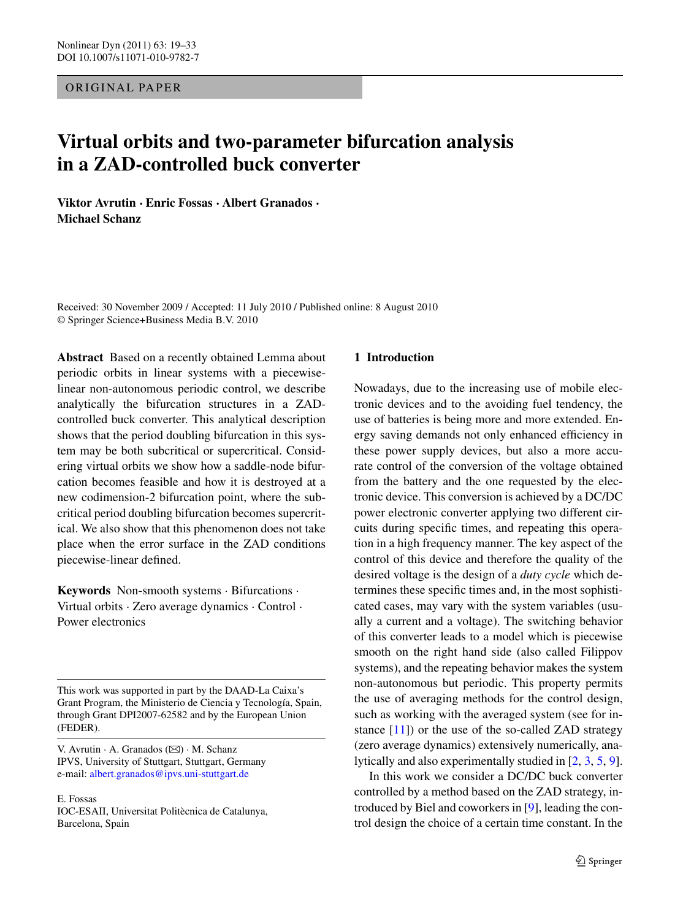ORIGINAL PAPER

# Virtual orbits and two-parameter bifurcation analysis in a ZAD-controlled buck converter

**Viktor Avrutin · Enric Fossas · Albert Granados · Michael Schanz**

Received: 30 November 2009 / Accepted: 11 July 2010 / Published online: 8 August 2010
© Springer Science+Business Media B.V. 2010

**Abstract** Based on a recently obtained Lemma about periodic orbits in linear systems with a piecewise-linear non-autonomous periodic control, we describe analytically the bifurcation structures in a ZAD-controlled buck converter. This analytical description shows that the period doubling bifurcation in this system may be both subcritical or supercritical. Considering virtual orbits we show how a saddle-node bifurcation becomes feasible and how it is destroyed at a new codimension-2 bifurcation point, where the subcritical period doubling bifurcation becomes supercritical. We also show that this phenomenon does not take place when the error surface in the ZAD conditions piecewise-linear defined.

**Keywords** Non-smooth systems · Bifurcations · Virtual orbits · Zero average dynamics · Control · Power electronics

This work was supported in part by the DAAD-La Caixa's Grant Program, the Ministerio de Ciencia y Tecnología, Spain, through Grant DPI2007-62582 and by the European Union (FEDER).

V. Avrutin · A. Granados (✉) · M. Schanz
IPVS, University of Stuttgart, Stuttgart, Germany
e-mail: albert.granados@ipvs.uni-stuttgart.de

E. Fossas
IOC-ESAII, Universitat Politècnica de Catalunya, Barcelona, Spain

## 1 Introduction

Nowadays, due to the increasing use of mobile electronic devices and to the avoiding fuel tendency, the use of batteries is being more and more extended. Energy saving demands not only enhanced efficiency in these power supply devices, but also a more accurate control of the conversion of the voltage obtained from the battery and the one requested by the electronic device. This conversion is achieved by a DC/DC power electronic converter applying two different circuits during specific times, and repeating this operation in a high frequency manner. The key aspect of the control of this device and therefore the quality of the desired voltage is the design of a *duty cycle* which determines these specific times and, in the most sophisticated cases, may vary with the system variables (usually a current and a voltage). The switching behavior of this converter leads to a model which is piecewise smooth on the right hand side (also called Filippov systems), and the repeating behavior makes the system non-autonomous but periodic. This property permits the use of averaging methods for the control design, such as working with the averaged system (see for instance [11]) or the use of the so-called ZAD strategy (zero average dynamics) extensively numerically, analytically and also experimentally studied in [2, 3, 5, 9].

In this work we consider a DC/DC buck converter controlled by a method based on the ZAD strategy, introduced by Biel and coworkers in [9], leading the control design the choice of a certain time constant. In the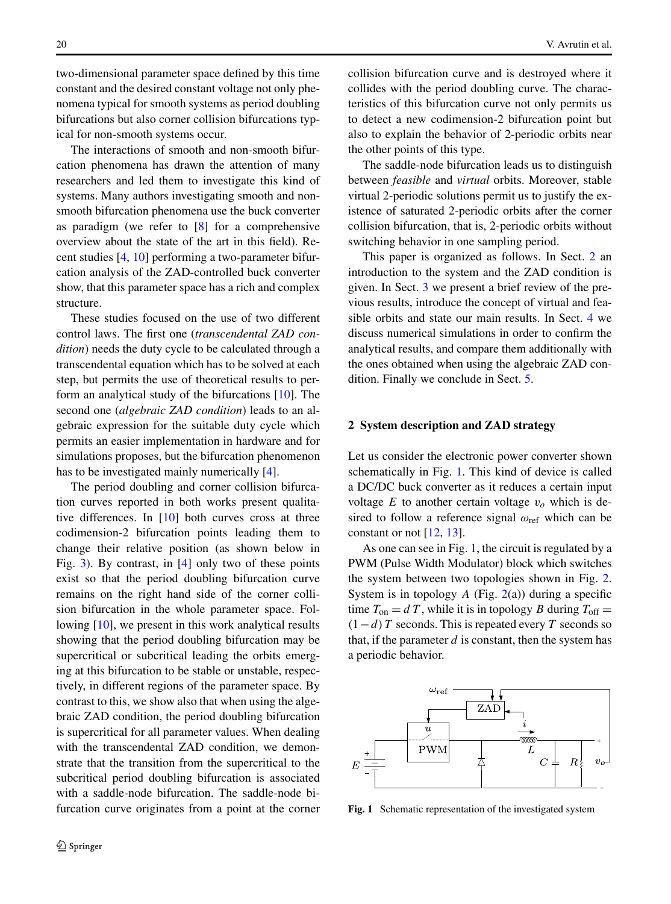two-dimensional parameter space defined by this time constant and the desired constant voltage not only phenomena typical for smooth systems as period doubling bifurcations but also corner collision bifurcations typical for non-smooth systems occur.

The interactions of smooth and non-smooth bifurcation phenomena has drawn the attention of many researchers and led them to investigate this kind of systems. Many authors investigating smooth and non-smooth bifurcation phenomena use the buck converter as paradigm (we refer to [8] for a comprehensive overview about the state of the art in this field). Recent studies [4, 10] performing a two-parameter bifurcation analysis of the ZAD-controlled buck converter show, that this parameter space has a rich and complex structure.

These studies focused on the use of two different control laws. The first one (*transcendental ZAD condition*) needs the duty cycle to be calculated through a transcendental equation which has to be solved at each step, but permits the use of theoretical results to perform an analytical study of the bifurcations [10]. The second one (*algebraic ZAD condition*) leads to an algebraic expression for the suitable duty cycle which permits an easier implementation in hardware and for simulations proposes, but the bifurcation phenomenon has to be investigated mainly numerically [4].

The period doubling and corner collision bifurcation curves reported in both works present qualitative differences. In [10] both curves cross at three codimension-2 bifurcation points leading them to change their relative position (as shown below in Fig. 3). By contrast, in [4] only two of these points exist so that the period doubling bifurcation curve remains on the right hand side of the corner collision bifurcation in the whole parameter space. Following [10], we present in this work analytical results showing that the period doubling bifurcation may be supercritical or subcritical leading the orbits emerging at this bifurcation to be stable or unstable, respectively, in different regions of the parameter space. By contrast to this, we show also that when using the algebraic ZAD condition, the period doubling bifurcation is supercritical for all parameter values. When dealing with the transcendental ZAD condition, we demonstrate that the transition from the supercritical to the subcritical period doubling bifurcation is associated with a saddle-node bifurcation. The saddle-node bifurcation curve originates from a point at the corner collision bifurcation curve and is destroyed where it collides with the period doubling curve. The characteristics of this bifurcation curve not only permits us to detect a new codimension-2 bifurcation point but also to explain the behavior of 2-periodic orbits near the other points of this type.

The saddle-node bifurcation leads us to distinguish between *feasible* and *virtual* orbits. Moreover, stable virtual 2-periodic solutions permit us to justify the existence of saturated 2-periodic orbits after the corner collision bifurcation, that is, 2-periodic orbits without switching behavior in one sampling period.

This paper is organized as follows. In Sect. 2 an introduction to the system and the ZAD condition is given. In Sect. 3 we present a brief review of the previous results, introduce the concept of virtual and feasible orbits and state our main results. In Sect. 4 we discuss numerical simulations in order to confirm the analytical results, and compare them additionally with the ones obtained when using the algebraic ZAD condition. Finally we conclude in Sect. 5.

## 2 System description and ZAD strategy

Let us consider the electronic power converter shown schematically in Fig. 1. This kind of device is called a DC/DC buck converter as it reduces a certain input voltage $E$ to another certain voltage $v_o$ which is desired to follow a reference signal $\omega_{\mathrm{ref}}$ which can be constant or not [12, 13].

As one can see in Fig. 1, the circuit is regulated by a PWM (Pulse Width Modulator) block which switches the system between two topologies shown in Fig. 2. System is in topology $A$ (Fig. 2(a)) during a specific time $T_{\mathrm{on}} = d\,T$, while it is in topology $B$ during $T_{\mathrm{off}} = (1-d)\,T$ seconds. This is repeated every $T$ seconds so that, if the parameter $d$ is constant, then the system has a periodic behavior.

**Fig. 1** Schematic representation of the investigated system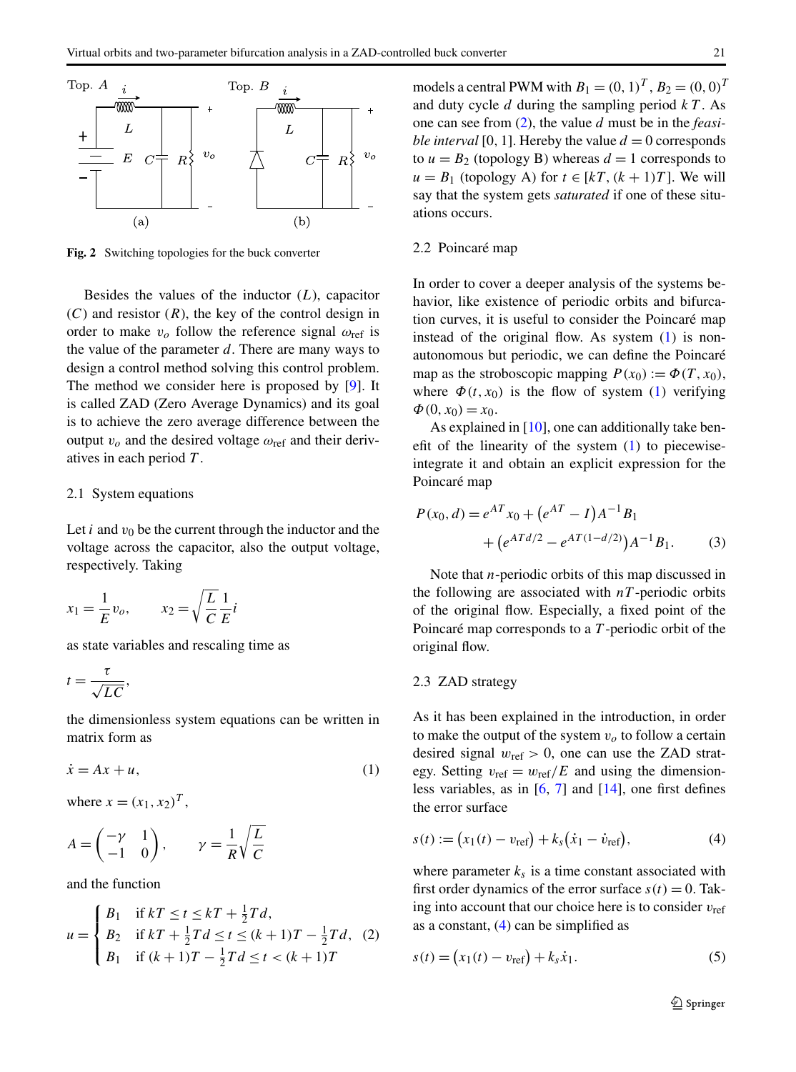Fig. 2 Switching topologies for the buck converter

Besides the values of the inductor ($L$), capacitor ($C$) and resistor ($R$), the key of the control design in order to make $v_o$ follow the reference signal $\omega_{\text{ref}}$ is the value of the parameter $d$. There are many ways to design a control method solving this control problem. The method we consider here is proposed by [9]. It is called ZAD (Zero Average Dynamics) and its goal is to achieve the zero average difference between the output $v_o$ and the desired voltage $\omega_{\text{ref}}$ and their derivatives in each period $T$.

### 2.1 System equations

Let $i$ and $v_0$ be the current through the inductor and the voltage across the capacitor, also the output voltage, respectively. Taking

$$x_1 = \frac{1}{E} v_o, \qquad x_2 = \sqrt{\frac{L}{C}} \frac{1}{E} i$$

as state variables and rescaling time as

$$t = \frac{\tau}{\sqrt{LC}},$$

the dimensionless system equations can be written in matrix form as

$$\dot{x} = Ax + u, \tag{1}$$

where $x = (x_1, x_2)^T$,

$$A = \begin{pmatrix} -\gamma & 1 \\ -1 & 0 \end{pmatrix}, \qquad \gamma = \frac{1}{R}\sqrt{\frac{L}{C}}$$

and the function

$$u = \begin{cases} B_1 & \text{if } kT \le t \le kT + \frac{1}{2}Td, \\ B_2 & \text{if } kT + \frac{1}{2}Td \le t \le (k+1)T - \frac{1}{2}Td, \\ B_1 & \text{if } (k+1)T - \frac{1}{2}Td \le t < (k+1)T \end{cases} \tag{2}$$

models a central PWM with $B_1 = (0, 1)^T$, $B_2 = (0, 0)^T$ and duty cycle $d$ during the sampling period $kT$. As one can see from (2), the value $d$ must be in the *feasible interval* $[0, 1]$. Hereby the value $d = 0$ corresponds to $u = B_2$ (topology B) whereas $d = 1$ corresponds to $u = B_1$ (topology A) for $t \in [kT, (k+1)T]$. We will say that the system gets *saturated* if one of these situations occurs.

### 2.2 Poincaré map

In order to cover a deeper analysis of the systems behavior, like existence of periodic orbits and bifurcation curves, it is useful to consider the Poincaré map instead of the original flow. As system (1) is nonautonomous but periodic, we can define the Poincaré map as the stroboscopic mapping $P(x_0) := \Phi(T, x_0)$, where $\Phi(t, x_0)$ is the flow of system (1) verifying $\Phi(0, x_0) = x_0$.

As explained in [10], one can additionally take benefit of the linearity of the system (1) to piecewise-integrate it and obtain an explicit expression for the Poincaré map

$$P(x_0, d) = e^{AT}x_0 + \left(e^{AT} - I\right)A^{-1}B_1 + \left(e^{ATd/2} - e^{AT(1-d/2)}\right)A^{-1}B_1. \tag{3}$$

Note that $n$-periodic orbits of this map discussed in the following are associated with $nT$-periodic orbits of the original flow. Especially, a fixed point of the Poincaré map corresponds to a $T$-periodic orbit of the original flow.

### 2.3 ZAD strategy

As it has been explained in the introduction, in order to make the output of the system $v_o$ to follow a certain desired signal $w_{\text{ref}} > 0$, one can use the ZAD strategy. Setting $v_{\text{ref}} = w_{\text{ref}}/E$ and using the dimensionless variables, as in [6, 7] and [14], one first defines the error surface

$$s(t) := \left(x_1(t) - v_{\text{ref}}\right) + k_s\left(\dot{x}_1 - \dot{v}_{\text{ref}}\right), \tag{4}$$

where parameter $k_s$ is a time constant associated with first order dynamics of the error surface $s(t) = 0$. Taking into account that our choice here is to consider $v_{\text{ref}}$ as a constant, (4) can be simplified as

$$s(t) = \left(x_1(t) - v_{\text{ref}}\right) + k_s\dot{x}_1. \tag{5}$$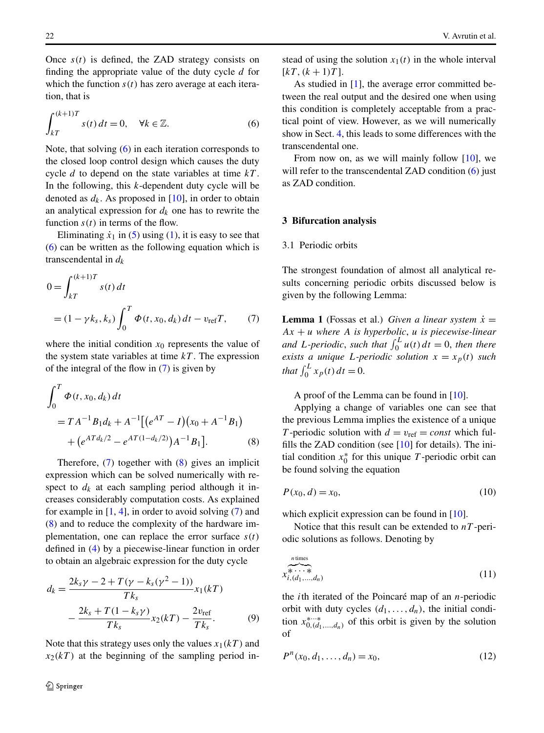Once $s(t)$ is defined, the ZAD strategy consists on finding the appropriate value of the duty cycle $d$ for which the function $s(t)$ has zero average at each iteration, that is

$$\int_{kT}^{(k+1)T} s(t)\,dt = 0, \quad \forall k \in \mathbb{Z}. \tag{6}$$

Note, that solving (6) in each iteration corresponds to the closed loop control design which causes the duty cycle $d$ to depend on the state variables at time $kT$. In the following, this $k$-dependent duty cycle will be denoted as $d_k$. As proposed in [10], in order to obtain an analytical expression for $d_k$ one has to rewrite the function $s(t)$ in terms of the flow.

Eliminating $\dot{x}_1$ in (5) using (1), it is easy to see that (6) can be written as the following equation which is transcendental in $d_k$

$$\begin{aligned} 0 &= \int_{kT}^{(k+1)T} s(t)\,dt \\ &= (1 - \gamma k_s, k_s) \int_0^T \Phi(t, x_0, d_k)\,dt - v_{\mathrm{ref}} T, \end{aligned} \tag{7}$$

where the initial condition $x_0$ represents the value of the system state variables at time $kT$. The expression of the integral of the flow in (7) is given by

$$\begin{aligned} &\int_0^T \Phi(t, x_0, d_k)\,dt \\ &\quad = T A^{-1} B_1 d_k + A^{-1}\big[\big(e^{AT} - I\big)\big(x_0 + A^{-1} B_1\big) \\ &\qquad + \big(e^{AT d_k/2} - e^{AT(1-d_k/2)}\big) A^{-1} B_1\big]. \end{aligned} \tag{8}$$

Therefore, (7) together with (8) gives an implicit expression which can be solved numerically with respect to $d_k$ at each sampling period although it increases considerably computation costs. As explained for example in [1, 4], in order to avoid solving (7) and (8) and to reduce the complexity of the hardware implementation, one can replace the error surface $s(t)$ defined in (4) by a piecewise-linear function in order to obtain an algebraic expression for the duty cycle

$$\begin{aligned} d_k &= \frac{2k_s\gamma - 2 + T(\gamma - k_s(\gamma^2 - 1))}{T k_s} x_1(kT) \\ &\quad - \frac{2k_s + T(1 - k_s\gamma)}{T k_s} x_2(kT) - \frac{2v_{\mathrm{ref}}}{T k_s}. \end{aligned} \tag{9}$$

Note that this strategy uses only the values $x_1(kT)$ and $x_2(kT)$ at the beginning of the sampling period instead of using the solution $x_1(t)$ in the whole interval $[kT, (k+1)T]$.

As studied in [1], the average error committed between the real output and the desired one when using this condition is completely acceptable from a practical point of view. However, as we will numerically show in Sect. 4, this leads to some differences with the transcendental one.

From now on, as we will mainly follow [10], we will refer to the transcendental ZAD condition (6) just as ZAD condition.

## 3 Bifurcation analysis

### 3.1 Periodic orbits

The strongest foundation of almost all analytical results concerning periodic orbits discussed below is given by the following Lemma:

**Lemma 1** (Fossas et al.) *Given a linear system $\dot{x} = Ax + u$ where $A$ is hyperbolic, $u$ is piecewise-linear and $L$-periodic, such that $\int_0^L u(t)\,dt = 0$, then there exists a unique $L$-periodic solution $x = x_p(t)$ such that $\int_0^L x_p(t)\,dt = 0$.*

A proof of the Lemma can be found in [10].

Applying a change of variables one can see that the previous Lemma implies the existence of a unique $T$-periodic solution with $d = v_{\mathrm{ref}} = const$ which fulfills the ZAD condition (see [10] for details). The initial condition $x_0^*$ for this unique $T$-periodic orbit can be found solving the equation

$$P(x_0, d) = x_0, \tag{10}$$

which explicit expression can be found in [10].

Notice that this result can be extended to $nT$-periodic solutions as follows. Denoting by

$$x_{i,(d_1,\ldots,d_n)}^{\overbrace{*\cdots*}^{n\,\text{times}}} \tag{11}$$

the $i$th iterated of the Poincaré map of an $n$-periodic orbit with duty cycles $(d_1, \ldots, d_n)$, the initial condition $x_{0,(d_1,\ldots,d_n)}^{*\cdots*}$ of this orbit is given by the solution of

$$P^n(x_0, d_1, \ldots, d_n) = x_0, \tag{12}$$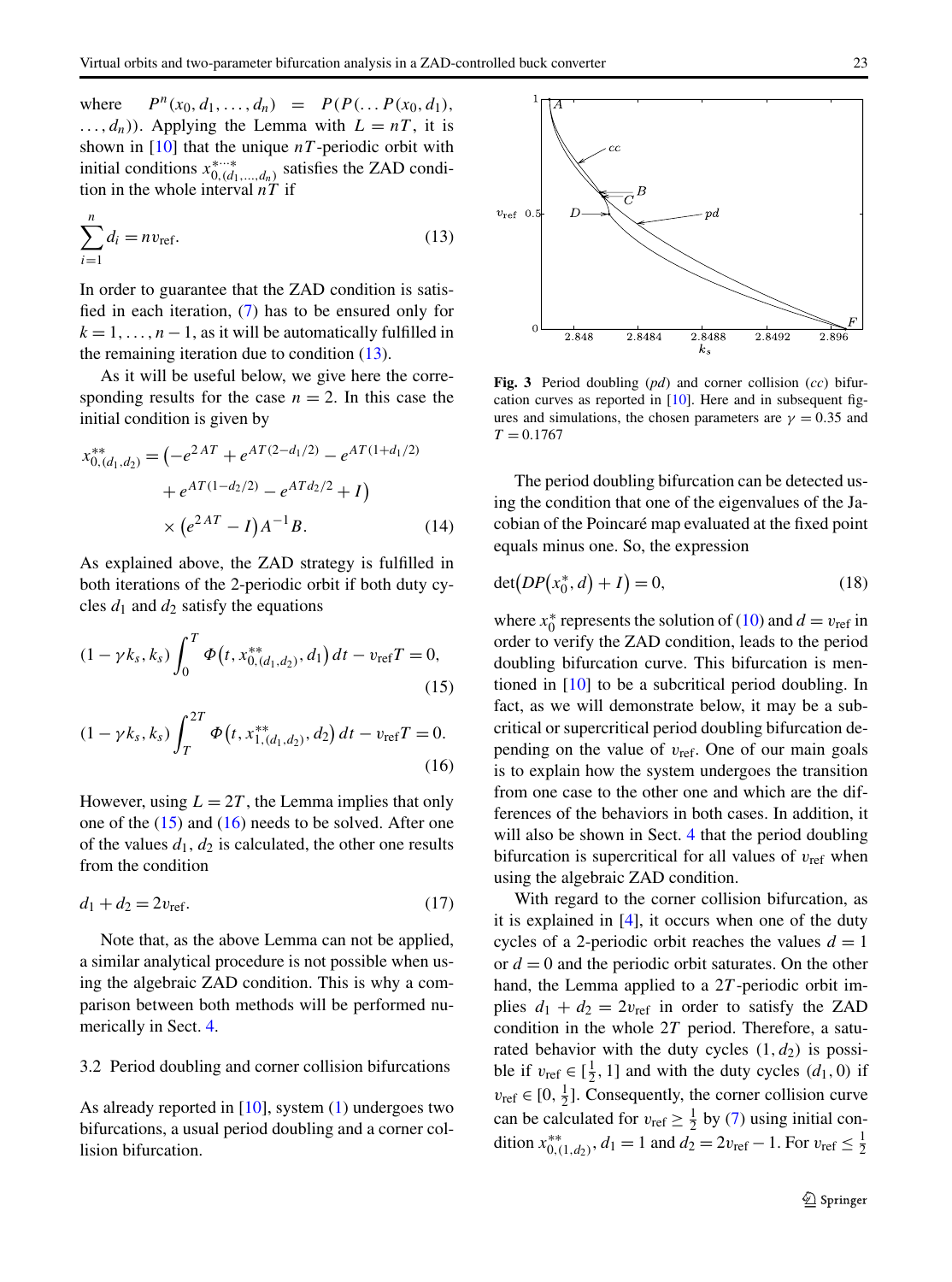where $P^n(x_0, d_1, \ldots, d_n) = P(P(\ldots P(x_0, d_1), \ldots, d_n))$. Applying the Lemma with $L = nT$, it is shown in [10] that the unique $nT$-periodic orbit with initial conditions $x^{*\cdots*}_{0,(d_1,\ldots,d_n)}$ satisfies the ZAD condition in the whole interval $nT$ if

$$\sum_{i=1}^{n} d_i = n v_{\text{ref}}. \tag{13}$$

In order to guarantee that the ZAD condition is satisfied in each iteration, (7) has to be ensured only for $k = 1, \ldots, n-1$, as it will be automatically fulfilled in the remaining iteration due to condition (13).

As it will be useful below, we give here the corresponding results for the case $n = 2$. In this case the initial condition is given by

$$\begin{aligned} x^{**}_{0,(d_1,d_2)} = \big(&-e^{2AT} + e^{AT(2-d_1/2)} - e^{AT(1+d_1/2)} \\ &+ e^{AT(1-d_2/2)} - e^{ATd_2/2} + I\big) \\ &\times \big(e^{2AT} - I\big)A^{-1}B. \end{aligned} \tag{14}$$

As explained above, the ZAD strategy is fulfilled in both iterations of the 2-periodic orbit if both duty cycles $d_1$ and $d_2$ satisfy the equations

$$(1 - \gamma k_s, k_s) \int_0^T \Phi\big(t, x^{**}_{0,(d_1,d_2)}, d_1\big)\, dt - v_{\text{ref}} T = 0, \tag{15}$$

$$(1 - \gamma k_s, k_s) \int_T^{2T} \Phi\big(t, x^{**}_{1,(d_1,d_2)}, d_2\big)\, dt - v_{\text{ref}} T = 0. \tag{16}$$

However, using $L = 2T$, the Lemma implies that only one of the (15) and (16) needs to be solved. After one of the values $d_1, d_2$ is calculated, the other one results from the condition

$$d_1 + d_2 = 2 v_{\text{ref}}. \tag{17}$$

Note that, as the above Lemma can not be applied, a similar analytical procedure is not possible when using the algebraic ZAD condition. This is why a comparison between both methods will be performed numerically in Sect. 4.

### 3.2 Period doubling and corner collision bifurcations

As already reported in [10], system (1) undergoes two bifurcations, a usual period doubling and a corner collision bifurcation.

**Fig. 3** Period doubling ($pd$) and corner collision ($cc$) bifurcation curves as reported in [10]. Here and in subsequent figures and simulations, the chosen parameters are $\gamma = 0.35$ and $T = 0.1767$

The period doubling bifurcation can be detected using the condition that one of the eigenvalues of the Jacobian of the Poincaré map evaluated at the fixed point equals minus one. So, the expression

$$\det\big(DP\big(x_0^*, d\big) + I\big) = 0, \tag{18}$$

where $x_0^*$ represents the solution of (10) and $d = v_{\text{ref}}$ in order to verify the ZAD condition, leads to the period doubling bifurcation curve. This bifurcation is mentioned in [10] to be a subcritical period doubling. In fact, as we will demonstrate below, it may be a subcritical or supercritical period doubling bifurcation depending on the value of $v_{\text{ref}}$. One of our main goals is to explain how the system undergoes the transition from one case to the other one and which are the differences of the behaviors in both cases. In addition, it will also be shown in Sect. 4 that the period doubling bifurcation is supercritical for all values of $v_{\text{ref}}$ when using the algebraic ZAD condition.

With regard to the corner collision bifurcation, as it is explained in [4], it occurs when one of the duty cycles of a 2-periodic orbit reaches the values $d = 1$ or $d = 0$ and the periodic orbit saturates. On the other hand, the Lemma applied to a $2T$-periodic orbit implies $d_1 + d_2 = 2v_{\text{ref}}$ in order to satisfy the ZAD condition in the whole $2T$ period. Therefore, a saturated behavior with the duty cycles $(1, d_2)$ is possible if $v_{\text{ref}} \in [\frac{1}{2}, 1]$ and with the duty cycles $(d_1, 0)$ if $v_{\text{ref}} \in [0, \frac{1}{2}]$. Consequently, the corner collision curve can be calculated for $v_{\text{ref}} \geq \frac{1}{2}$ by (7) using initial condition $x^{**}_{0,(1,d_2)}$, $d_1 = 1$ and $d_2 = 2v_{\text{ref}} - 1$. For $v_{\text{ref}} \leq \frac{1}{2}$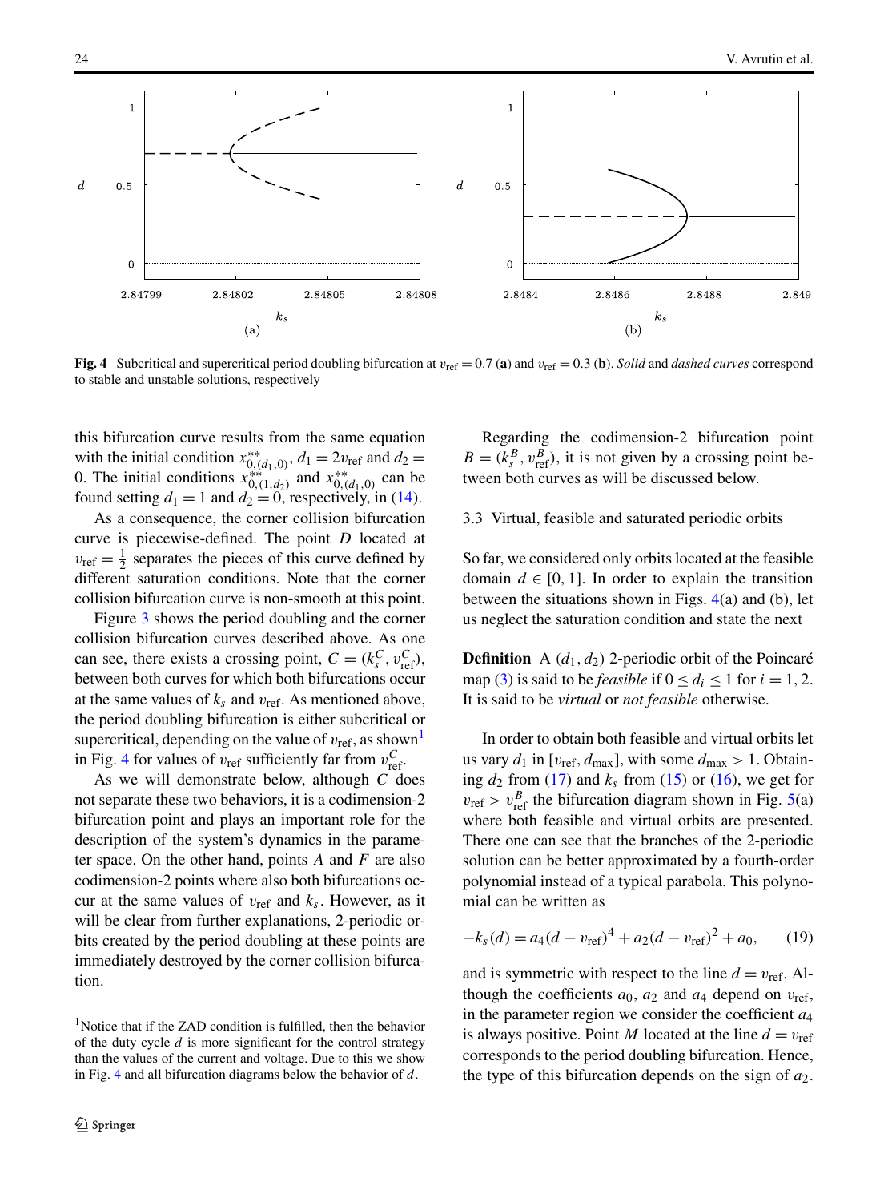Fig. 4 Subcritical and supercritical period doubling bifurcation at $v_{\mathrm{ref}} = 0.7$ (**a**) and $v_{\mathrm{ref}} = 0.3$ (**b**). *Solid* and *dashed curves* correspond to stable and unstable solutions, respectively

this bifurcation curve results from the same equation with the initial condition $x^{**}_{0,(d_1,0)}$, $d_1 = 2v_{\mathrm{ref}}$ and $d_2 = 0$. The initial conditions $x^{**}_{0,(1,d_2)}$ and $x^{**}_{0,(d_1,0)}$ can be found setting $d_1 = 1$ and $d_2 = 0$, respectively, in (14).

As a consequence, the corner collision bifurcation curve is piecewise-defined. The point $D$ located at $v_{\mathrm{ref}} = \frac{1}{2}$ separates the pieces of this curve defined by different saturation conditions. Note that the corner collision bifurcation curve is non-smooth at this point.

Figure 3 shows the period doubling and the corner collision bifurcation curves described above. As one can see, there exists a crossing point, $C = (k_s^C, v_{\mathrm{ref}}^C)$, between both curves for which both bifurcations occur at the same values of $k_s$ and $v_{\mathrm{ref}}$. As mentioned above, the period doubling bifurcation is either subcritical or supercritical, depending on the value of $v_{\mathrm{ref}}$, as shown[1] in Fig. 4 for values of $v_{\mathrm{ref}}$ sufficiently far from $v_{\mathrm{ref}}^C$.

As we will demonstrate below, although $C$ does not separate these two behaviors, it is a codimension-2 bifurcation point and plays an important role for the description of the system's dynamics in the parameter space. On the other hand, points $A$ and $F$ are also codimension-2 points where also both bifurcations occur at the same values of $v_{\mathrm{ref}}$ and $k_s$. However, as it will be clear from further explanations, 2-periodic orbits created by the period doubling at these points are immediately destroyed by the corner collision bifurcation.

[1] Notice that if the ZAD condition is fulfilled, then the behavior of the duty cycle $d$ is more significant for the control strategy than the values of the current and voltage. Due to this we show in Fig. 4 and all bifurcation diagrams below the behavior of $d$.

Regarding the codimension-2 bifurcation point $B = (k_s^B, v_{\mathrm{ref}}^B)$, it is not given by a crossing point between both curves as will be discussed below.

### 3.3 Virtual, feasible and saturated periodic orbits

So far, we considered only orbits located at the feasible domain $d \in [0, 1]$. In order to explain the transition between the situations shown in Figs. 4(a) and (b), let us neglect the saturation condition and state the next

**Definition** A $(d_1, d_2)$ 2-periodic orbit of the Poincaré map (3) is said to be *feasible* if $0 \le d_i \le 1$ for $i = 1, 2$. It is said to be *virtual* or *not feasible* otherwise.

In order to obtain both feasible and virtual orbits let us vary $d_1$ in $[v_{\mathrm{ref}}, d_{\max}]$, with some $d_{\max} > 1$. Obtaining $d_2$ from (17) and $k_s$ from (15) or (16), we get for $v_{\mathrm{ref}} > v_{\mathrm{ref}}^B$ the bifurcation diagram shown in Fig. 5(a) where both feasible and virtual orbits are presented. There one can see that the branches of the 2-periodic solution can be better approximated by a fourth-order polynomial instead of a typical parabola. This polynomial can be written as

$$-k_s(d) = a_4(d - v_{\mathrm{ref}})^4 + a_2(d - v_{\mathrm{ref}})^2 + a_0, \qquad (19)$$

and is symmetric with respect to the line $d = v_{\mathrm{ref}}$. Although the coefficients $a_0$, $a_2$ and $a_4$ depend on $v_{\mathrm{ref}}$, in the parameter region we consider the coefficient $a_4$ is always positive. Point $M$ located at the line $d = v_{\mathrm{ref}}$ corresponds to the period doubling bifurcation. Hence, the type of this bifurcation depends on the sign of $a_2$.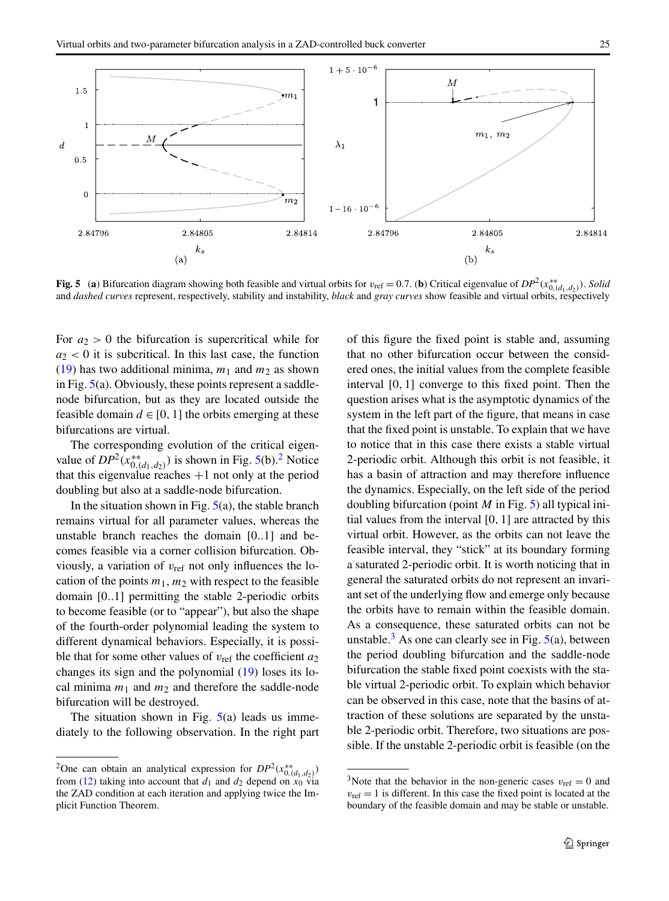**Fig. 5** (**a**) Bifurcation diagram showing both feasible and virtual orbits for $v_{\text{ref}} = 0.7$. (**b**) Critical eigenvalue of $DP^2(x^{**}_{0,(d_1,d_2)})$. *Solid* and *dashed curves* represent, respectively, stability and instability, *black* and *gray curves* show feasible and virtual orbits, respectively

For $a_2 > 0$ the bifurcation is supercritical while for $a_2 < 0$ it is subcritical. In this last case, the function (19) has two additional minima, $m_1$ and $m_2$ as shown in Fig. 5(a). Obviously, these points represent a saddle-node bifurcation, but as they are located outside the feasible domain $d \in [0, 1]$ the orbits emerging at these bifurcations are virtual.

The corresponding evolution of the critical eigenvalue of $DP^2(x^{**}_{0,(d_1,d_2)})$ is shown in Fig. 5(b).[2] Notice that this eigenvalue reaches $+1$ not only at the period doubling but also at a saddle-node bifurcation.

In the situation shown in Fig. 5(a), the stable branch remains virtual for all parameter values, whereas the unstable branch reaches the domain [0..1] and becomes feasible via a corner collision bifurcation. Obviously, a variation of $v_{\text{ref}}$ not only influences the location of the points $m_1, m_2$ with respect to the feasible domain [0..1] permitting the stable 2-periodic orbits to become feasible (or to "appear"), but also the shape of the fourth-order polynomial leading the system to different dynamical behaviors. Especially, it is possible that for some other values of $v_{\text{ref}}$ the coefficient $a_2$ changes its sign and the polynomial (19) loses its local minima $m_1$ and $m_2$ and therefore the saddle-node bifurcation will be destroyed.

The situation shown in Fig. 5(a) leads us immediately to the following observation. In the right part of this figure the fixed point is stable and, assuming that no other bifurcation occur between the considered ones, the initial values from the complete feasible interval [0, 1] converge to this fixed point. Then the question arises what is the asymptotic dynamics of the system in the left part of the figure, that means in case that the fixed point is unstable. To explain that we have to notice that in this case there exists a stable virtual 2-periodic orbit. Although this orbit is not feasible, it has a basin of attraction and may therefore influence the dynamics. Especially, on the left side of the period doubling bifurcation (point $M$ in Fig. 5) all typical initial values from the interval [0, 1] are attracted by this virtual orbit. However, as the orbits can not leave the feasible interval, they "stick" at its boundary forming a saturated 2-periodic orbit. It is worth noticing that in general the saturated orbits do not represent an invariant set of the underlying flow and emerge only because the orbits have to remain within the feasible domain. As a consequence, these saturated orbits can not be unstable.[3] As one can clearly see in Fig. 5(a), between the period doubling bifurcation and the saddle-node bifurcation the stable fixed point coexists with the stable virtual 2-periodic orbit. To explain which behavior can be observed in this case, note that the basins of attraction of these solutions are separated by the unstable 2-periodic orbit. Therefore, two situations are possible. If the unstable 2-periodic orbit is feasible (on the

[2] One can obtain an analytical expression for $DP^2(x^{**}_{0,(d_1,d_2)})$ from (12) taking into account that $d_1$ and $d_2$ depend on $x_0$ via the ZAD condition at each iteration and applying twice the Implicit Function Theorem.

[3] Note that the behavior in the non-generic cases $v_{\text{ref}} = 0$ and $v_{\text{ref}} = 1$ is different. In this case the fixed point is located at the boundary of the feasible domain and may be stable or unstable.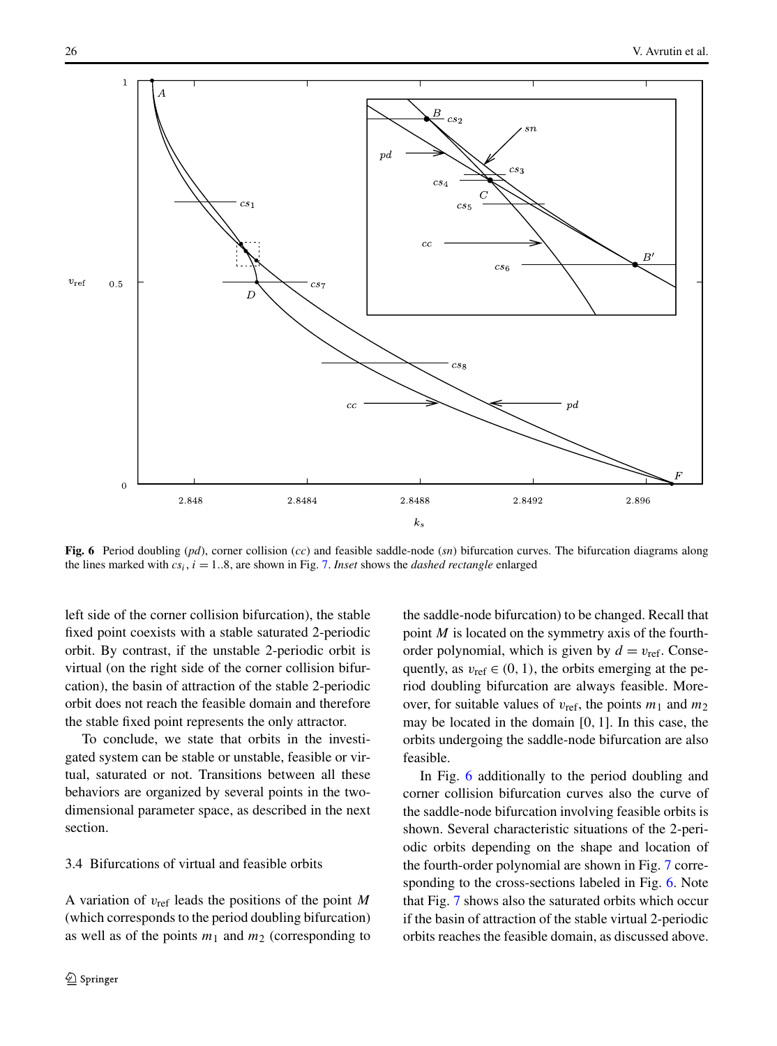**Fig. 6** Period doubling (*pd*), corner collision (*cc*) and feasible saddle-node (*sn*) bifurcation curves. The bifurcation diagrams along the lines marked with $cs_i$, $i = 1..8$, are shown in Fig. 7. *Inset* shows the *dashed rectangle* enlarged

left side of the corner collision bifurcation), the stable fixed point coexists with a stable saturated 2-periodic orbit. By contrast, if the unstable 2-periodic orbit is virtual (on the right side of the corner collision bifurcation), the basin of attraction of the stable 2-periodic orbit does not reach the feasible domain and therefore the stable fixed point represents the only attractor.

To conclude, we state that orbits in the investigated system can be stable or unstable, feasible or virtual, saturated or not. Transitions between all these behaviors are organized by several points in the two-dimensional parameter space, as described in the next section.

### 3.4 Bifurcations of virtual and feasible orbits

A variation of $v_{\text{ref}}$ leads the positions of the point $M$ (which corresponds to the period doubling bifurcation) as well as of the points $m_1$ and $m_2$ (corresponding to the saddle-node bifurcation) to be changed. Recall that point $M$ is located on the symmetry axis of the fourth-order polynomial, which is given by $d = v_{\text{ref}}$. Consequently, as $v_{\text{ref}} \in (0, 1)$, the orbits emerging at the period doubling bifurcation are always feasible. Moreover, for suitable values of $v_{\text{ref}}$, the points $m_1$ and $m_2$ may be located in the domain $[0, 1]$. In this case, the orbits undergoing the saddle-node bifurcation are also feasible.

In Fig. 6 additionally to the period doubling and corner collision bifurcation curves also the curve of the saddle-node bifurcation involving feasible orbits is shown. Several characteristic situations of the 2-periodic orbits depending on the shape and location of the fourth-order polynomial are shown in Fig. 7 corresponding to the cross-sections labeled in Fig. 6. Note that Fig. 7 shows also the saturated orbits which occur if the basin of attraction of the stable virtual 2-periodic orbits reaches the feasible domain, as discussed above.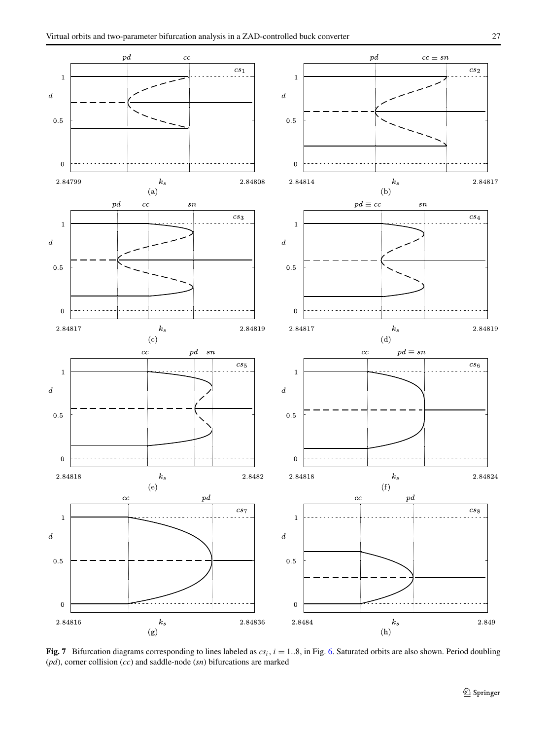**Fig. 7** Bifurcation diagrams corresponding to lines labeled as $cs_i$, $i = 1..8$, in Fig. 6. Saturated orbits are also shown. Period doubling ($pd$), corner collision ($cc$) and saddle-node ($sn$) bifurcations are marked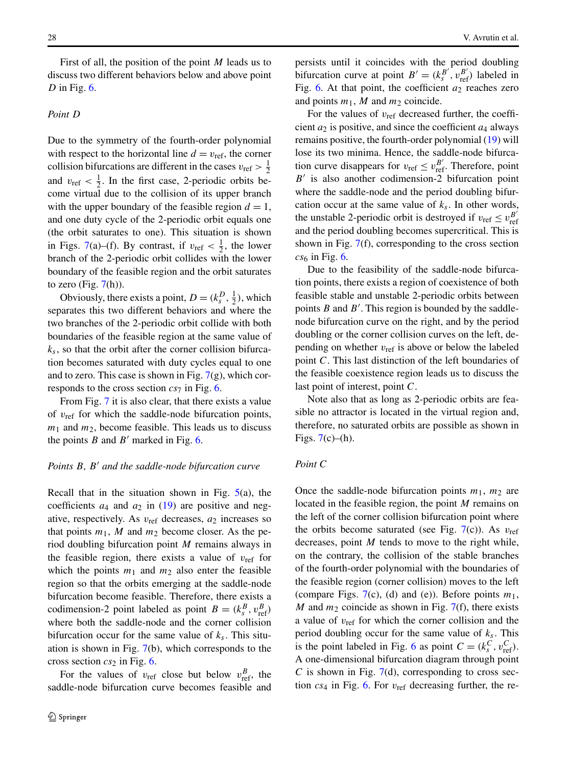First of all, the position of the point $M$ leads us to discuss two different behaviors below and above point $D$ in Fig. 6.

*Point D*

Due to the symmetry of the fourth-order polynomial with respect to the horizontal line $d = v_{\text{ref}}$, the corner collision bifurcations are different in the cases $v_{\text{ref}} > \frac{1}{2}$ and $v_{\text{ref}} < \frac{1}{2}$. In the first case, 2-periodic orbits become virtual due to the collision of its upper branch with the upper boundary of the feasible region $d = 1$, and one duty cycle of the 2-periodic orbit equals one (the orbit saturates to one). This situation is shown in Figs. 7(a)–(f). By contrast, if $v_{\text{ref}} < \frac{1}{2}$, the lower branch of the 2-periodic orbit collides with the lower boundary of the feasible region and the orbit saturates to zero (Fig. 7(h)).

Obviously, there exists a point, $D = (k_s^D, \frac{1}{2})$, which separates this two different behaviors and where the two branches of the 2-periodic orbit collide with both boundaries of the feasible region at the same value of $k_s$, so that the orbit after the corner collision bifurcation becomes saturated with duty cycles equal to one and to zero. This case is shown in Fig. 7(g), which corresponds to the cross section $cs_7$ in Fig. 6.

From Fig. 7 it is also clear, that there exists a value of $v_{\text{ref}}$ for which the saddle-node bifurcation points, $m_1$ and $m_2$, become feasible. This leads us to discuss the points $B$ and $B'$ marked in Fig. 6.

*Points B, B′ and the saddle-node bifurcation curve*

Recall that in the situation shown in Fig. 5(a), the coefficients $a_4$ and $a_2$ in (19) are positive and negative, respectively. As $v_{\text{ref}}$ decreases, $a_2$ increases so that points $m_1$, $M$ and $m_2$ become closer. As the period doubling bifurcation point $M$ remains always in the feasible region, there exists a value of $v_{\text{ref}}$ for which the points $m_1$ and $m_2$ also enter the feasible region so that the orbits emerging at the saddle-node bifurcation become feasible. Therefore, there exists a codimension-2 point labeled as point $B = (k_s^B, v_{\text{ref}}^B)$ where both the saddle-node and the corner collision bifurcation occur for the same value of $k_s$. This situation is shown in Fig. 7(b), which corresponds to the cross section $cs_2$ in Fig. 6.

For the values of $v_{\text{ref}}$ close but below $v_{\text{ref}}^B$, the saddle-node bifurcation curve becomes feasible and persists until it coincides with the period doubling bifurcation curve at point $B' = (k_s^{B'}, v_{\text{ref}}^{B'})$ labeled in Fig. 6. At that point, the coefficient $a_2$ reaches zero and points $m_1$, $M$ and $m_2$ coincide.

For the values of $v_{\text{ref}}$ decreased further, the coefficient $a_2$ is positive, and since the coefficient $a_4$ always remains positive, the fourth-order polynomial (19) will lose its two minima. Hence, the saddle-node bifurcation curve disappears for $v_{\text{ref}} \leq v_{\text{ref}}^{B'}$. Therefore, point $B'$ is also another codimension-2 bifurcation point where the saddle-node and the period doubling bifurcation occur at the same value of $k_s$. In other words, the unstable 2-periodic orbit is destroyed if $v_{\text{ref}} \leq v_{\text{ref}}^{B'}$ and the period doubling becomes supercritical. This is shown in Fig. 7(f), corresponding to the cross section $cs_6$ in Fig. 6.

Due to the feasibility of the saddle-node bifurcation points, there exists a region of coexistence of both feasible stable and unstable 2-periodic orbits between points $B$ and $B'$. This region is bounded by the saddle-node bifurcation curve on the right, and by the period doubling or the corner collision curves on the left, depending on whether $v_{\text{ref}}$ is above or below the labeled point $C$. This last distinction of the left boundaries of the feasible coexistence region leads us to discuss the last point of interest, point $C$.

Note also that as long as 2-periodic orbits are feasible no attractor is located in the virtual region and, therefore, no saturated orbits are possible as shown in Figs. 7(c)–(h).

*Point C*

Once the saddle-node bifurcation points $m_1$, $m_2$ are located in the feasible region, the point $M$ remains on the left of the corner collision bifurcation point where the orbits become saturated (see Fig. 7(c)). As $v_{\text{ref}}$ decreases, point $M$ tends to move to the right while, on the contrary, the collision of the stable branches of the fourth-order polynomial with the boundaries of the feasible region (corner collision) moves to the left (compare Figs. 7(c), (d) and (e)). Before points $m_1$, $M$ and $m_2$ coincide as shown in Fig. 7(f), there exists a value of $v_{\text{ref}}$ for which the corner collision and the period doubling occur for the same value of $k_s$. This is the point labeled in Fig. 6 as point $C = (k_s^C, v_{\text{ref}}^C)$. A one-dimensional bifurcation diagram through point $C$ is shown in Fig. 7(d), corresponding to cross section $cs_4$ in Fig. 6. For $v_{\text{ref}}$ decreasing further, the re-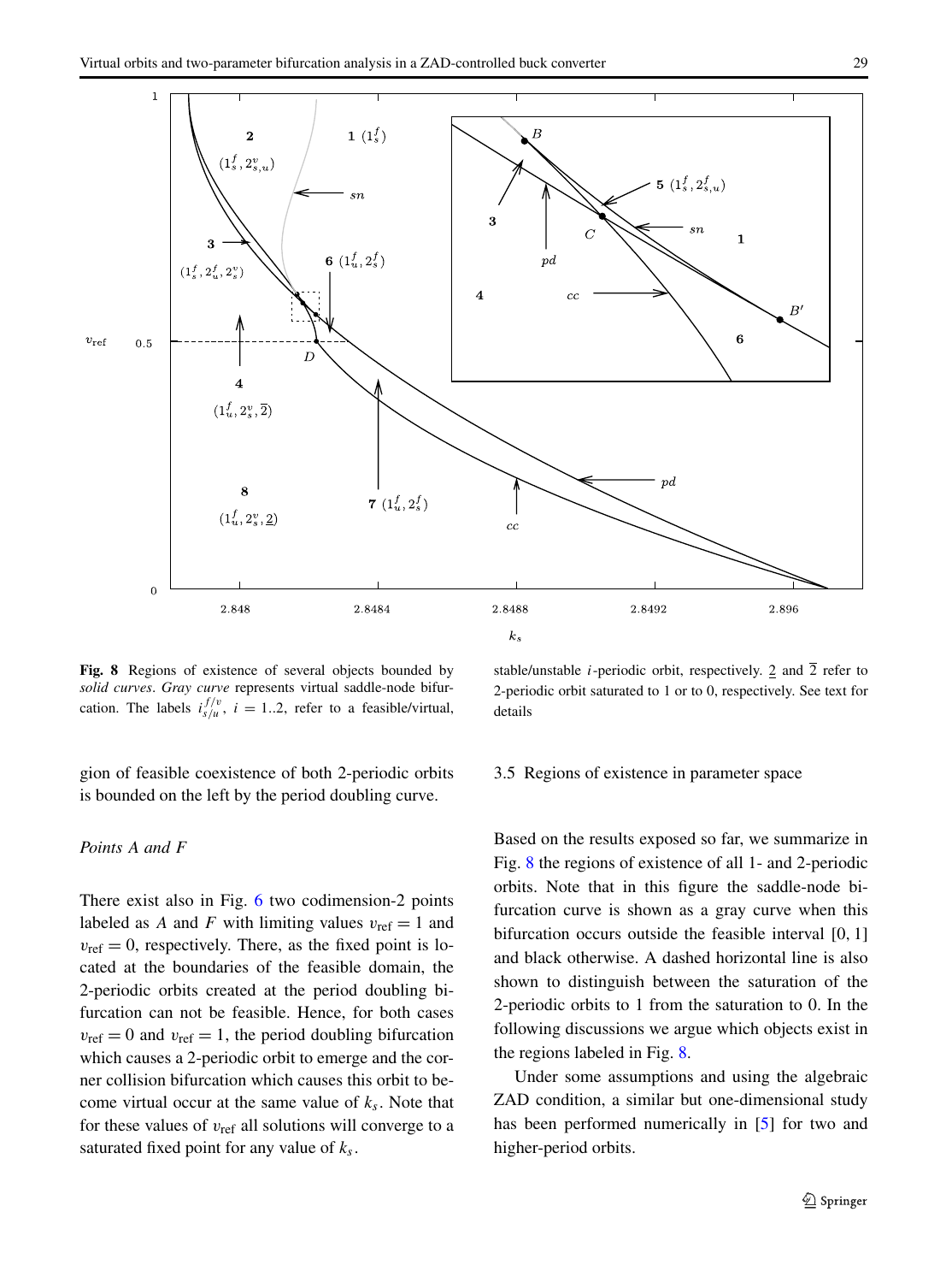**Fig. 8** Regions of existence of several objects bounded by *solid curves*. *Gray curve* represents virtual saddle-node bifurcation. The labels $i^{f/v}_{s/u}$, $i = 1..2$, refer to a feasible/virtual, stable/unstable $i$-periodic orbit, respectively. $\underline{2}$ and $\overline{2}$ refer to 2-periodic orbit saturated to 1 or to 0, respectively. See text for details

gion of feasible coexistence of both 2-periodic orbits is bounded on the left by the period doubling curve.

*Points A and F*

There exist also in Fig. 6 two codimension-2 points labeled as $A$ and $F$ with limiting values $v_{\text{ref}} = 1$ and $v_{\text{ref}} = 0$, respectively. There, as the fixed point is located at the boundaries of the feasible domain, the 2-periodic orbits created at the period doubling bifurcation can not be feasible. Hence, for both cases $v_{\text{ref}} = 0$ and $v_{\text{ref}} = 1$, the period doubling bifurcation which causes a 2-periodic orbit to emerge and the corner collision bifurcation which causes this orbit to become virtual occur at the same value of $k_s$. Note that for these values of $v_{\text{ref}}$ all solutions will converge to a saturated fixed point for any value of $k_s$.

### 3.5 Regions of existence in parameter space

Based on the results exposed so far, we summarize in Fig. 8 the regions of existence of all 1- and 2-periodic orbits. Note that in this figure the saddle-node bifurcation curve is shown as a gray curve when this bifurcation occurs outside the feasible interval $[0, 1]$ and black otherwise. A dashed horizontal line is also shown to distinguish between the saturation of the 2-periodic orbits to 1 from the saturation to 0. In the following discussions we argue which objects exist in the regions labeled in Fig. 8.

Under some assumptions and using the algebraic ZAD condition, a similar but one-dimensional study has been performed numerically in [5] for two and higher-period orbits.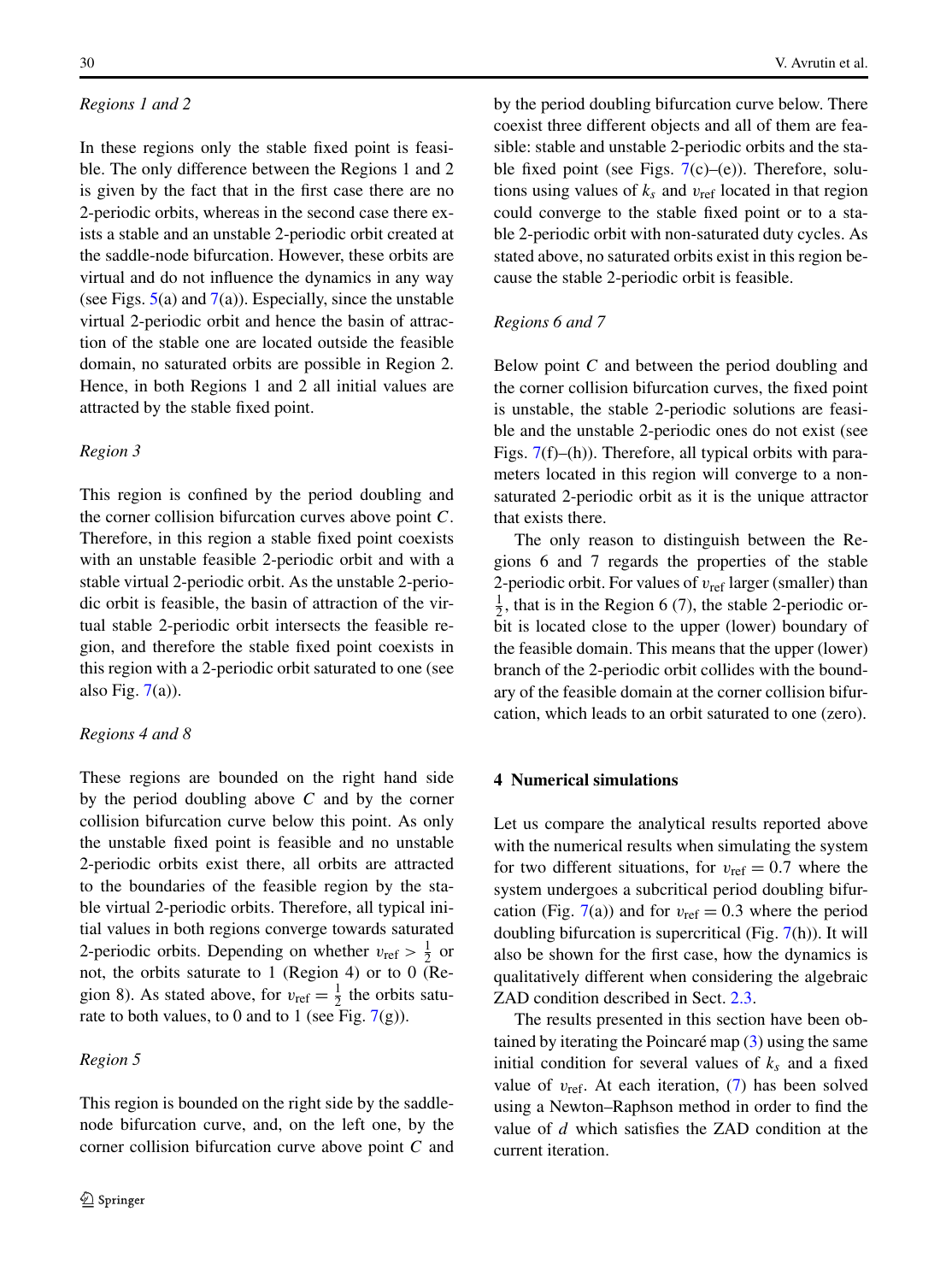*Regions 1 and 2*

In these regions only the stable fixed point is feasible. The only difference between the Regions 1 and 2 is given by the fact that in the first case there are no 2-periodic orbits, whereas in the second case there exists a stable and an unstable 2-periodic orbit created at the saddle-node bifurcation. However, these orbits are virtual and do not influence the dynamics in any way (see Figs. 5(a) and 7(a)). Especially, since the unstable virtual 2-periodic orbit and hence the basin of attraction of the stable one are located outside the feasible domain, no saturated orbits are possible in Region 2. Hence, in both Regions 1 and 2 all initial values are attracted by the stable fixed point.

*Region 3*

This region is confined by the period doubling and the corner collision bifurcation curves above point $C$. Therefore, in this region a stable fixed point coexists with an unstable feasible 2-periodic orbit and with a stable virtual 2-periodic orbit. As the unstable 2-periodic orbit is feasible, the basin of attraction of the virtual stable 2-periodic orbit intersects the feasible region, and therefore the stable fixed point coexists in this region with a 2-periodic orbit saturated to one (see also Fig. 7(a)).

*Regions 4 and 8*

These regions are bounded on the right hand side by the period doubling above $C$ and by the corner collision bifurcation curve below this point. As only the unstable fixed point is feasible and no unstable 2-periodic orbits exist there, all orbits are attracted to the boundaries of the feasible region by the stable virtual 2-periodic orbits. Therefore, all typical initial values in both regions converge towards saturated 2-periodic orbits. Depending on whether $v_{\text{ref}} > \frac{1}{2}$ or not, the orbits saturate to 1 (Region 4) or to 0 (Region 8). As stated above, for $v_{\text{ref}} = \frac{1}{2}$ the orbits saturate to both values, to 0 and to 1 (see Fig. 7(g)).

*Region 5*

This region is bounded on the right side by the saddle-node bifurcation curve, and, on the left one, by the corner collision bifurcation curve above point $C$ and by the period doubling bifurcation curve below. There coexist three different objects and all of them are feasible: stable and unstable 2-periodic orbits and the stable fixed point (see Figs. 7(c)–(e)). Therefore, solutions using values of $k_s$ and $v_{\text{ref}}$ located in that region could converge to the stable fixed point or to a stable 2-periodic orbit with non-saturated duty cycles. As stated above, no saturated orbits exist in this region because the stable 2-periodic orbit is feasible.

*Regions 6 and 7*

Below point $C$ and between the period doubling and the corner collision bifurcation curves, the fixed point is unstable, the stable 2-periodic solutions are feasible and the unstable 2-periodic ones do not exist (see Figs. 7(f)–(h)). Therefore, all typical orbits with parameters located in this region will converge to a non-saturated 2-periodic orbit as it is the unique attractor that exists there.

The only reason to distinguish between the Regions 6 and 7 regards the properties of the stable 2-periodic orbit. For values of $v_{\text{ref}}$ larger (smaller) than $\frac{1}{2}$, that is in the Region 6 (7), the stable 2-periodic orbit is located close to the upper (lower) boundary of the feasible domain. This means that the upper (lower) branch of the 2-periodic orbit collides with the boundary of the feasible domain at the corner collision bifurcation, which leads to an orbit saturated to one (zero).

## 4 Numerical simulations

Let us compare the analytical results reported above with the numerical results when simulating the system for two different situations, for $v_{\text{ref}} = 0.7$ where the system undergoes a subcritical period doubling bifurcation (Fig. 7(a)) and for $v_{\text{ref}} = 0.3$ where the period doubling bifurcation is supercritical (Fig. 7(h)). It will also be shown for the first case, how the dynamics is qualitatively different when considering the algebraic ZAD condition described in Sect. 2.3.

The results presented in this section have been obtained by iterating the Poincaré map (3) using the same initial condition for several values of $k_s$ and a fixed value of $v_{\text{ref}}$. At each iteration, (7) has been solved using a Newton–Raphson method in order to find the value of $d$ which satisfies the ZAD condition at the current iteration.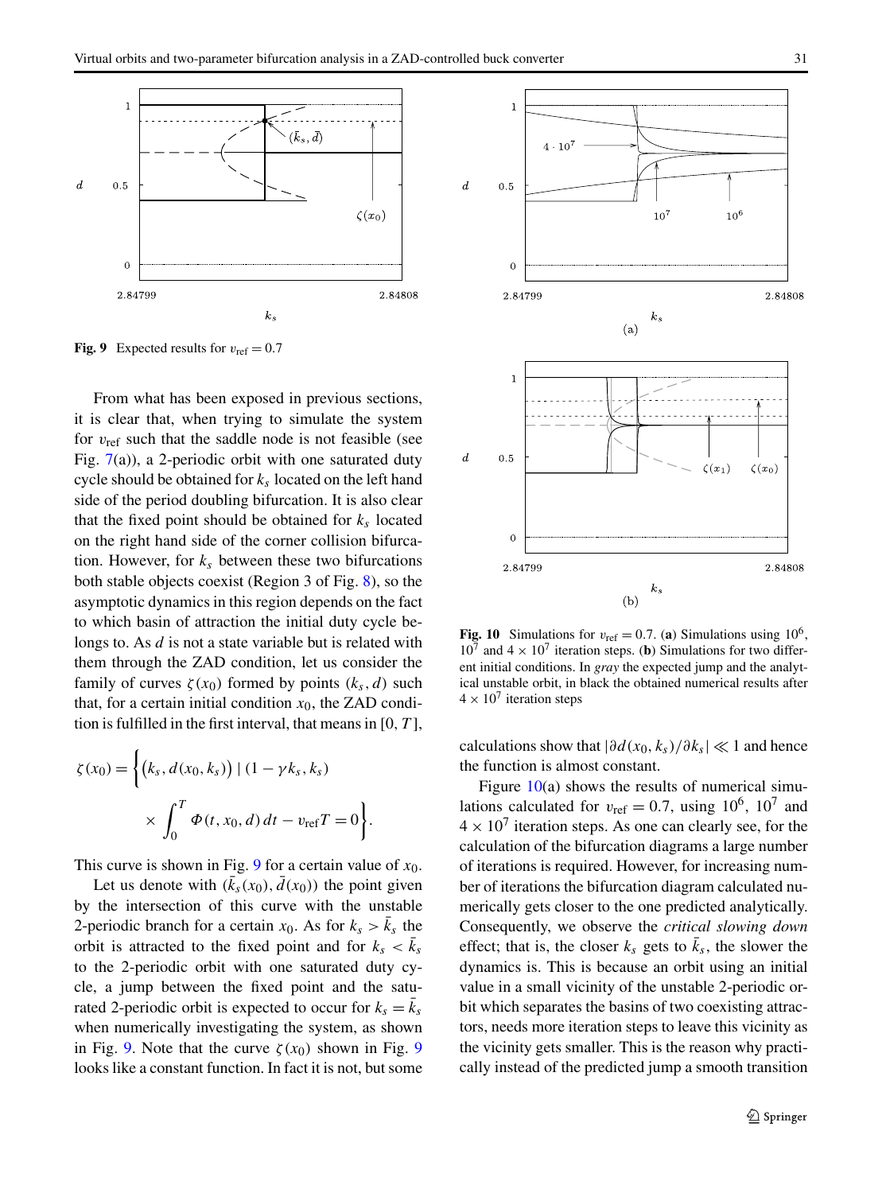**Fig. 9** Expected results for $v_{\mathrm{ref}} = 0.7$

From what has been exposed in previous sections, it is clear that, when trying to simulate the system for $v_{\mathrm{ref}}$ such that the saddle node is not feasible (see Fig. 7(a)), a 2-periodic orbit with one saturated duty cycle should be obtained for $k_s$ located on the left hand side of the period doubling bifurcation. It is also clear that the fixed point should be obtained for $k_s$ located on the right hand side of the corner collision bifurcation. However, for $k_s$ between these two bifurcations both stable objects coexist (Region 3 of Fig. 8), so the asymptotic dynamics in this region depends on the fact to which basin of attraction the initial duty cycle belongs to. As $d$ is not a state variable but is related with them through the ZAD condition, let us consider the family of curves $\zeta(x_0)$ formed by points $(k_s, d)$ such that, for a certain initial condition $x_0$, the ZAD condition is fulfilled in the first interval, that means in $[0, T]$,

$$\zeta(x_0) = \left\{ \big(k_s, d(x_0, k_s)\big) \mid (1 - \gamma k_s, k_s) \times \int_0^T \Phi(t, x_0, d)\, dt - v_{\mathrm{ref}} T = 0 \right\}.$$

This curve is shown in Fig. 9 for a certain value of $x_0$.

Let us denote with $(\bar{k}_s(x_0), \bar{d}(x_0))$ the point given by the intersection of this curve with the unstable 2-periodic branch for a certain $x_0$. As for $k_s > \bar{k}_s$ the orbit is attracted to the fixed point and for $k_s < \bar{k}_s$ to the 2-periodic orbit with one saturated duty cycle, a jump between the fixed point and the saturated 2-periodic orbit is expected to occur for $k_s = \bar{k}_s$ when numerically investigating the system, as shown in Fig. 9. Note that the curve $\zeta(x_0)$ shown in Fig. 9 looks like a constant function. In fact it is not, but some calculations show that $|\partial d(x_0, k_s)/\partial k_s| \ll 1$ and hence the function is almost constant.

**Fig. 10** Simulations for $v_{\mathrm{ref}} = 0.7$. (**a**) Simulations using $10^6$, $10^7$ and $4 \times 10^7$ iteration steps. (**b**) Simulations for two different initial conditions. In *gray* the expected jump and the analytical unstable orbit, in black the obtained numerical results after $4 \times 10^7$ iteration steps

Figure 10(a) shows the results of numerical simulations calculated for $v_{\mathrm{ref}} = 0.7$, using $10^6$, $10^7$ and $4 \times 10^7$ iteration steps. As one can clearly see, for the calculation of the bifurcation diagrams a large number of iterations is required. However, for increasing number of iterations the bifurcation diagram calculated numerically gets closer to the one predicted analytically. Consequently, we observe the *critical slowing down* effect; that is, the closer $k_s$ gets to $\bar{k}_s$, the slower the dynamics is. This is because an orbit using an initial value in a small vicinity of the unstable 2-periodic orbit which separates the basins of two coexisting attractors, needs more iteration steps to leave this vicinity as the vicinity gets smaller. This is the reason why practically instead of the predicted jump a smooth transition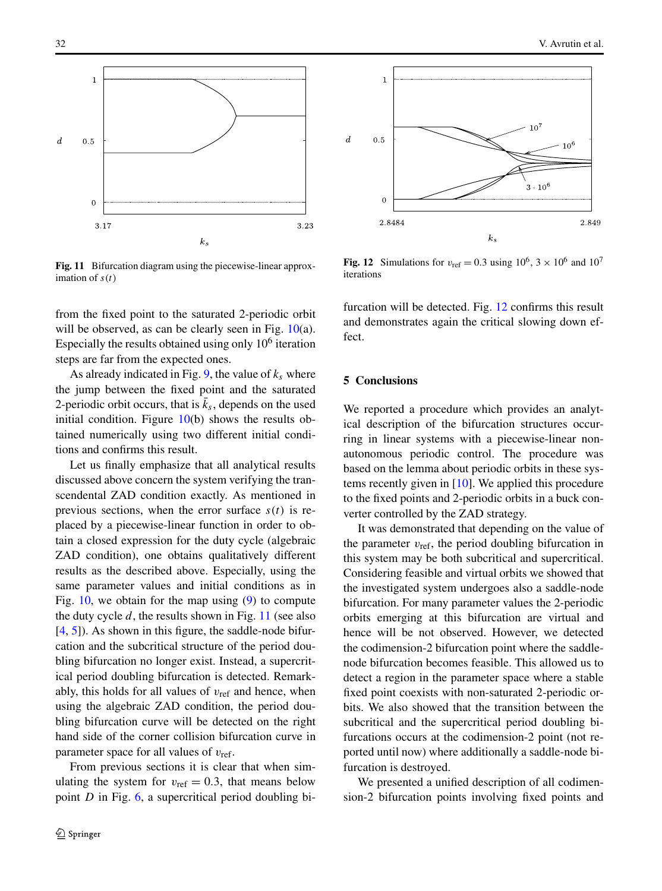Fig. 11 Bifurcation diagram using the piecewise-linear approximation of $s(t)$

Fig. 12 Simulations for $v_{\text{ref}} = 0.3$ using $10^6$, $3 \times 10^6$ and $10^7$ iterations

from the fixed point to the saturated 2-periodic orbit will be observed, as can be clearly seen in Fig. 10(a). Especially the results obtained using only $10^6$ iteration steps are far from the expected ones.

As already indicated in Fig. 9, the value of $k_s$ where the jump between the fixed point and the saturated 2-periodic orbit occurs, that is $\bar{k}_s$, depends on the used initial condition. Figure 10(b) shows the results obtained numerically using two different initial conditions and confirms this result.

Let us finally emphasize that all analytical results discussed above concern the system verifying the transcendental ZAD condition exactly. As mentioned in previous sections, when the error surface $s(t)$ is replaced by a piecewise-linear function in order to obtain a closed expression for the duty cycle (algebraic ZAD condition), one obtains qualitatively different results as the described above. Especially, using the same parameter values and initial conditions as in Fig. 10, we obtain for the map using (9) to compute the duty cycle $d$, the results shown in Fig. 11 (see also [4, 5]). As shown in this figure, the saddle-node bifurcation and the subcritical structure of the period doubling bifurcation no longer exist. Instead, a supercritical period doubling bifurcation is detected. Remarkably, this holds for all values of $v_{\text{ref}}$ and hence, when using the algebraic ZAD condition, the period doubling bifurcation curve will be detected on the right hand side of the corner collision bifurcation curve in parameter space for all values of $v_{\text{ref}}$.

From previous sections it is clear that when simulating the system for $v_{\text{ref}} = 0.3$, that means below point $D$ in Fig. 6, a supercritical period doubling bifurcation will be detected. Fig. 12 confirms this result and demonstrates again the critical slowing down effect.

## 5 Conclusions

We reported a procedure which provides an analytical description of the bifurcation structures occurring in linear systems with a piecewise-linear nonautonomous periodic control. The procedure was based on the lemma about periodic orbits in these systems recently given in [10]. We applied this procedure to the fixed points and 2-periodic orbits in a buck converter controlled by the ZAD strategy.

It was demonstrated that depending on the value of the parameter $v_{\text{ref}}$, the period doubling bifurcation in this system may be both subcritical and supercritical. Considering feasible and virtual orbits we showed that the investigated system undergoes also a saddle-node bifurcation. For many parameter values the 2-periodic orbits emerging at this bifurcation are virtual and hence will be not observed. However, we detected the codimension-2 bifurcation point where the saddle-node bifurcation becomes feasible. This allowed us to detect a region in the parameter space where a stable fixed point coexists with non-saturated 2-periodic orbits. We also showed that the transition between the subcritical and the supercritical period doubling bifurcations occurs at the codimension-2 point (not reported until now) where additionally a saddle-node bifurcation is destroyed.

We presented a unified description of all codimension-2 bifurcation points involving fixed points and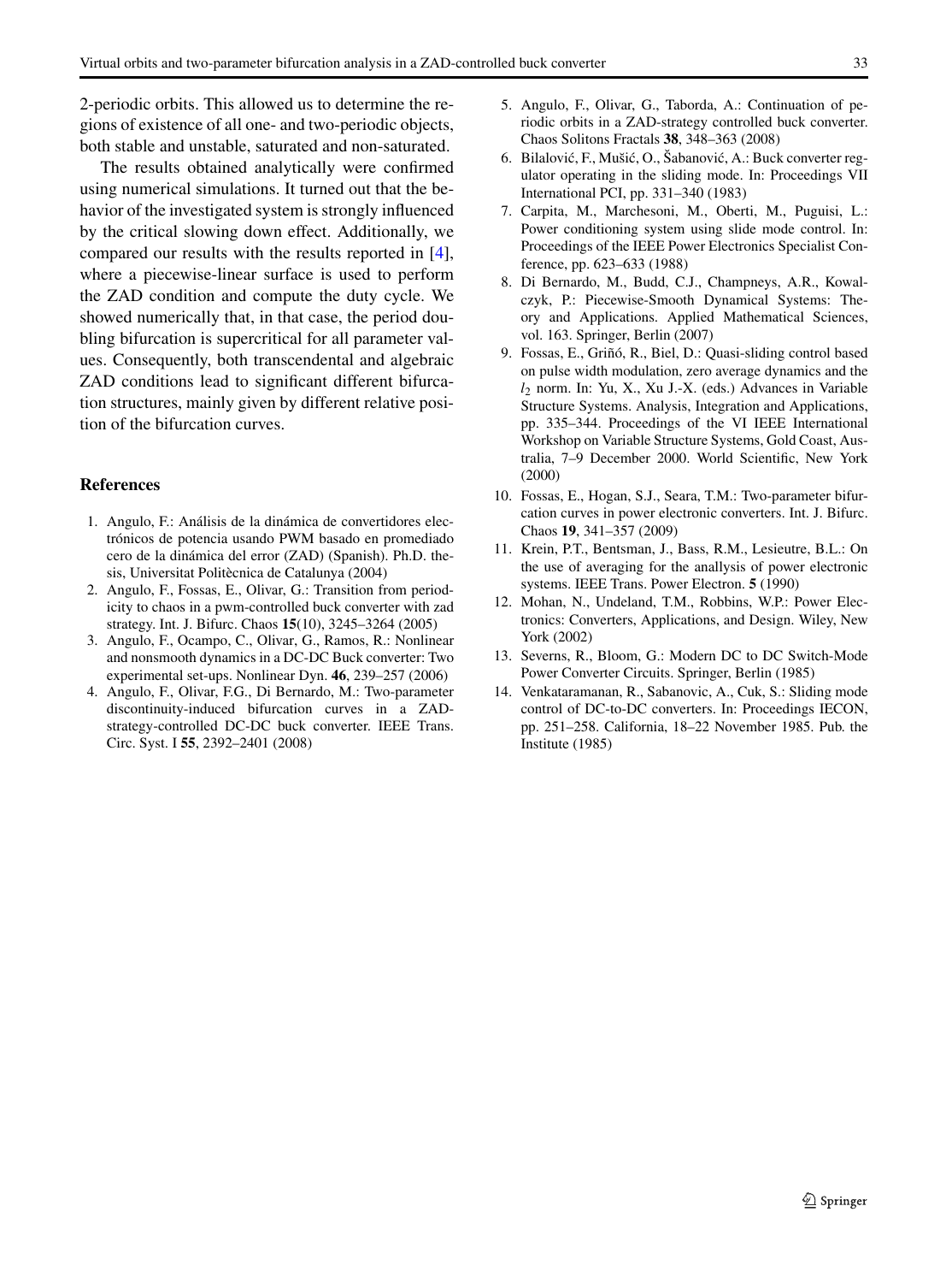2-periodic orbits. This allowed us to determine the regions of existence of all one- and two-periodic objects, both stable and unstable, saturated and non-saturated.

The results obtained analytically were confirmed using numerical simulations. It turned out that the behavior of the investigated system is strongly influenced by the critical slowing down effect. Additionally, we compared our results with the results reported in [4], where a piecewise-linear surface is used to perform the ZAD condition and compute the duty cycle. We showed numerically that, in that case, the period doubling bifurcation is supercritical for all parameter values. Consequently, both transcendental and algebraic ZAD conditions lead to significant different bifurcation structures, mainly given by different relative position of the bifurcation curves.

## References

1. Angulo, F.: Análisis de la dinámica de convertidores electrónicos de potencia usando PWM basado en promediado cero de la dinámica del error (ZAD) (Spanish). Ph.D. thesis, Universitat Politècnica de Catalunya (2004)
2. Angulo, F., Fossas, E., Olivar, G.: Transition from periodicity to chaos in a pwm-controlled buck converter with zad strategy. Int. J. Bifurc. Chaos **15**(10), 3245–3264 (2005)
3. Angulo, F., Ocampo, C., Olivar, G., Ramos, R.: Nonlinear and nonsmooth dynamics in a DC-DC Buck converter: Two experimental set-ups. Nonlinear Dyn. **46**, 239–257 (2006)
4. Angulo, F., Olivar, F.G., Di Bernardo, M.: Two-parameter discontinuity-induced bifurcation curves in a ZAD-strategy-controlled DC-DC buck converter. IEEE Trans. Circ. Syst. I **55**, 2392–2401 (2008)
5. Angulo, F., Olivar, G., Taborda, A.: Continuation of periodic orbits in a ZAD-strategy controlled buck converter. Chaos Solitons Fractals **38**, 348–363 (2008)
6. Bilalović, F., Mušić, O., Šabanović, A.: Buck converter regulator operating in the sliding mode. In: Proceedings VII International PCI, pp. 331–340 (1983)
7. Carpita, M., Marchesoni, M., Oberti, M., Puguisi, L.: Power conditioning system using slide mode control. In: Proceedings of the IEEE Power Electronics Specialist Conference, pp. 623–633 (1988)
8. Di Bernardo, M., Budd, C.J., Champneys, A.R., Kowalczyk, P.: Piecewise-Smooth Dynamical Systems: Theory and Applications. Applied Mathematical Sciences, vol. 163. Springer, Berlin (2007)
9. Fossas, E., Griñó, R., Biel, D.: Quasi-sliding control based on pulse width modulation, zero average dynamics and the $l_2$ norm. In: Yu, X., Xu J.-X. (eds.) Advances in Variable Structure Systems. Analysis, Integration and Applications, pp. 335–344. Proceedings of the VI IEEE International Workshop on Variable Structure Systems, Gold Coast, Australia, 7–9 December 2000. World Scientific, New York (2000)
10. Fossas, E., Hogan, S.J., Seara, T.M.: Two-parameter bifurcation curves in power electronic converters. Int. J. Bifurc. Chaos **19**, 341–357 (2009)
11. Krein, P.T., Bentsman, J., Bass, R.M., Lesieutre, B.L.: On the use of averaging for the anallysis of power electronic systems. IEEE Trans. Power Electron. **5** (1990)
12. Mohan, N., Undeland, T.M., Robbins, W.P.: Power Electronics: Converters, Applications, and Design. Wiley, New York (2002)
13. Severns, R., Bloom, G.: Modern DC to DC Switch-Mode Power Converter Circuits. Springer, Berlin (1985)
14. Venkataramanan, R., Sabanovic, A., Cuk, S.: Sliding mode control of DC-to-DC converters. In: Proceedings IECON, pp. 251–258. California, 18–22 November 1985. Pub. the Institute (1985)